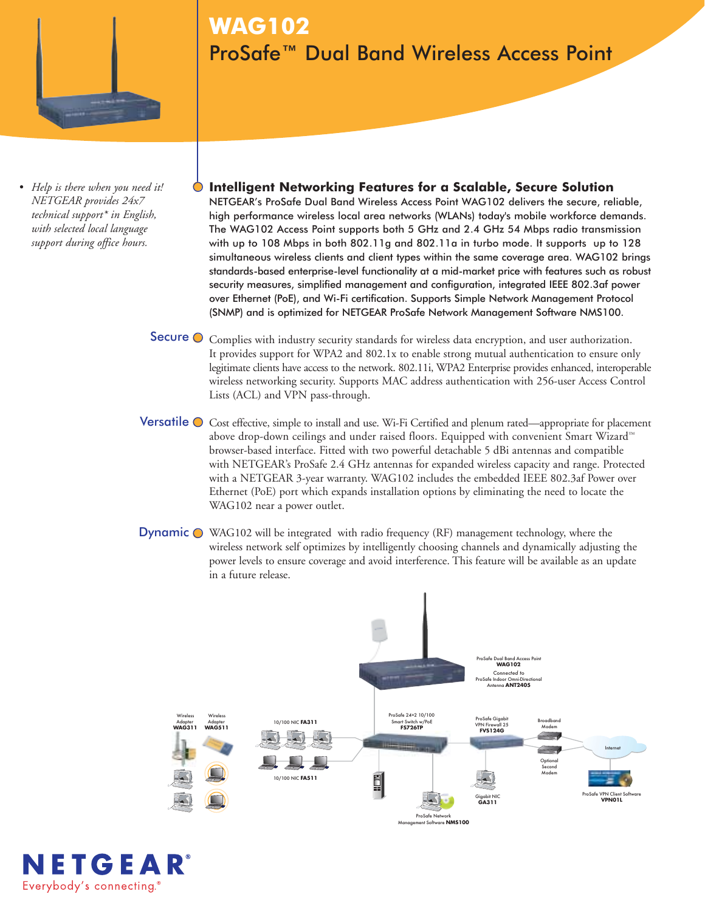# WAG102

## ProSafe™ Dual Band Wireless Access Point

- *Help is there when you need it! NETGEAR provides 24x7 technical support\* in English, with selected local language support during office hours.*

### Intelligent Networking Features for a Scalable, Secure Solution

NETGEAR's ProSafe Dual Band Wireless Access Point WAG102 delivers the secure, reliable, high performance wireless local area networks (WLANs) today's mobile workforce demands. The WAG102 Access Point supports both 5 GHz and 2.4 GHz 54 Mbps radio transmission with up to 108 Mbps in both 802.11g and 802.11a in turbo mode. It supports up to 128 simultaneous wireless clients and client types within the same coverage area. WAG102 brings standards-based enterprise-level functionality at a mid-market price with features such as robust security measures, simplified management and configuration, integrated IEEE 802.3af power over Ethernet (PoE), and Wi-Fi certification. Supports Simple Network Management Protocol (SNMP) and is optimized for NETGEAR ProSafe Network Management Software NMS100.

**Secure** Complies with industry security standards for wireless data encryption, and user authorization. It provides support for WPA2 and 802.1x to enable strong mutual authentication to ensure only legitimate clients have access to the network. 802.11i, WPA2 Enterprise provides enhanced, interoperable wireless networking security. Supports MAC address authentication with 256-user Access Control Lists (ACL) and VPN pass-through.

**Versatile** Cost effective, simple to install and use. Wi-Fi Certified and plenum rated—appropriate for placement above drop-down ceilings and under raised floors. Equipped with convenient Smart Wizard™ browser-based interface. Fitted with two powerful detachable 5 dBi antennas and compatible with NETGEAR's ProSafe 2.4 GHz antennas for expanded wireless capacity and range. Protected with a NETGEAR 3-year warranty. WAG102 includes the embedded IEEE 802.3af Power over Ethernet (PoE) port which expands installation options by eliminating the need to locate the WAG102 near a power outlet.

**Dynamic** WAG102 will be integrated with radio frequency (RF) management technology, where the wireless network self optimizes by intelligently choosing channels and dynamically adjusting the power levels to ensure coverage and avoid interference. This feature will be available as an update in a future release.

ProSafe Dual Band Access Point **WAG102** Connected to ProSafe Indoor Omni-Directional Antenna **ANT2405**

Wireless Adapter **WAG311** | Wireless Adapter **WAG511** | 10/100 NIC **FA311** | 10/100 NIC **FA511** | ProSafe 24+2 10/100 Smart Switch w/PoE **FS726TP** | ProSafe Gigabit VPN Firewall 25 **FVS124G** | Broadband Modem | Optional Second Modem | Internet | Gigabit NIC **GA311** | ProSafe Network Management Software **NMS100** | ProSafe VPN Client Software **VPN01L**

NETGEAR® Everybody's connecting.®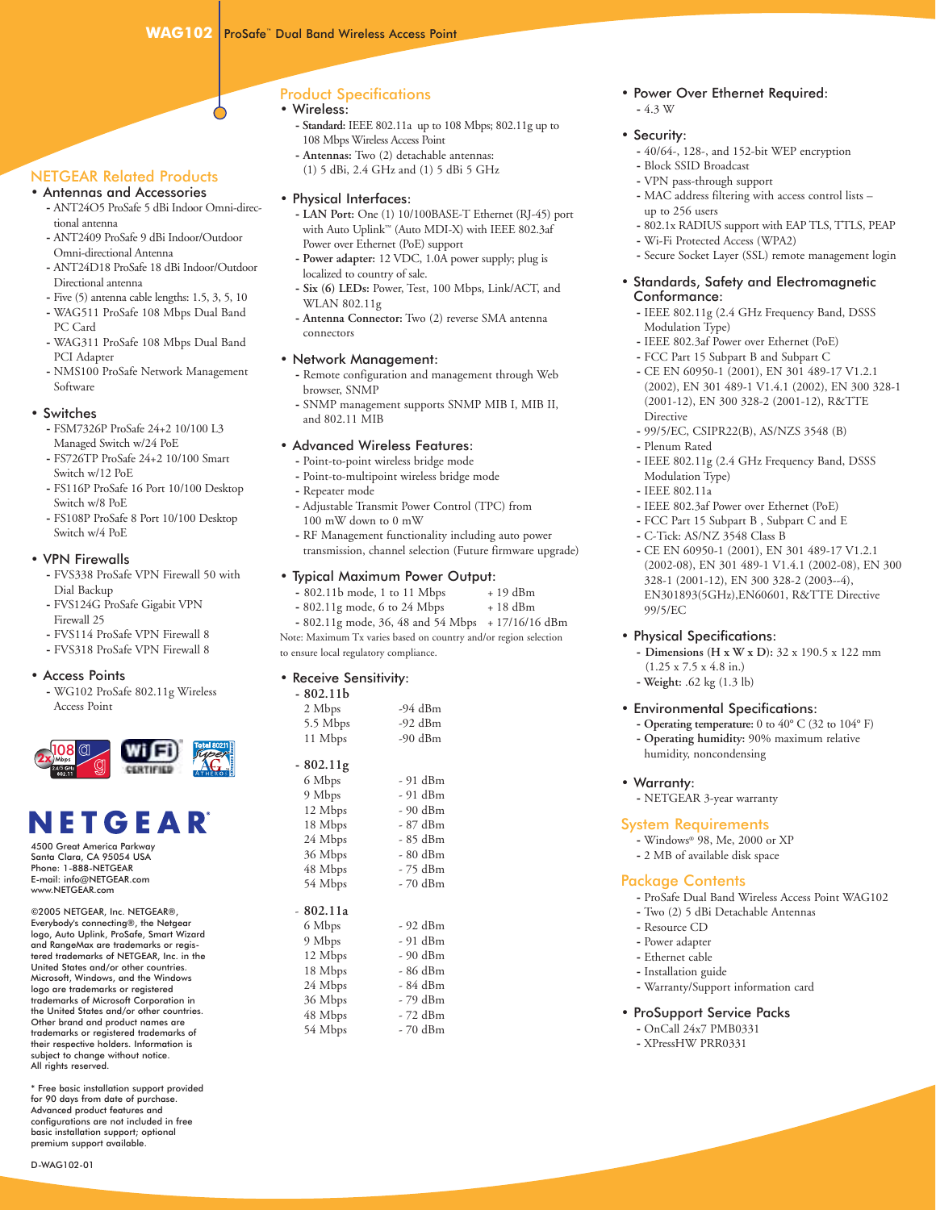## NETGEAR Related Products

- **Antennas and Accessories**
  - ANT24O5 ProSafe 5 dBi Indoor Omni-directional antenna
  - ANT2409 ProSafe 9 dBi Indoor/Outdoor Omni-directional Antenna
  - ANT24D18 ProSafe 18 dBi Indoor/Outdoor Directional antenna
  - Five (5) antenna cable lengths: 1.5, 3, 5, 10
  - WAG511 ProSafe 108 Mbps Dual Band PC Card
  - WAG311 ProSafe 108 Mbps Dual Band PCI Adapter
  - NMS100 ProSafe Network Management Software

- **Switches**
  - FSM7326P ProSafe 24+2 10/100 L3 Managed Switch w/24 PoE
  - FS726TP ProSafe 24+2 10/100 Smart Switch w/12 PoE
  - FS116P ProSafe 16 Port 10/100 Desktop Switch w/8 PoE
  - FS108P ProSafe 8 Port 10/100 Desktop Switch w/4 PoE

- **VPN Firewalls**
  - FVS338 ProSafe VPN Firewall 50 with Dial Backup
  - FVS124G ProSafe Gigabit VPN Firewall 25
  - FVS114 ProSafe VPN Firewall 8
  - FVS318 ProSafe VPN Firewall 8

- **Access Points**
  - WG102 ProSafe 802.11g Wireless Access Point

NETGEAR

4500 Great America Parkway
Santa Clara, CA 95054 USA
Phone: 1-888-NETGEAR
E-mail: info@NETGEAR.com
www.NETGEAR.com

©2005 NETGEAR, Inc. NETGEAR®, Everybody's connecting®, the Netgear logo, Auto Uplink, ProSafe, Smart Wizard and RangeMax are trademarks or registered trademarks of NETGEAR, Inc. in the United States and/or other countries. Microsoft, Windows, and the Windows logo are trademarks or registered trademarks of Microsoft Corporation in the United States and/or other countries. Other brand and product names are trademarks or registered trademarks of their respective holders. Information is subject to change without notice.
All rights reserved.

* Free basic installation support provided for 90 days from date of purchase. Advanced product features and configurations are not included in free basic installation support; optional premium support available.

D-WAG102-01

## Product Specifications

- **Wireless:**
  - **Standard:** IEEE 802.11a up to 108 Mbps; 802.11g up to 108 Mbps Wireless Access Point
  - **Antennas:** Two (2) detachable antennas: (1) 5 dBi, 2.4 GHz and (1) 5 dBi 5 GHz

- **Physical Interfaces:**
  - **LAN Port:** One (1) 10/100BASE-T Ethernet (RJ-45) port with Auto Uplink™ (Auto MDI-X) with IEEE 802.3af Power over Ethernet (PoE) support
  - **Power adapter:** 12 VDC, 1.0A power supply; plug is localized to country of sale.
  - **Six (6) LEDs:** Power, Test, 100 Mbps, Link/ACT, and WLAN 802.11g
  - **Antenna Connector:** Two (2) reverse SMA antenna connectors

- **Network Management:**
  - Remote configuration and management through Web browser, SNMP
  - SNMP management supports SNMP MIB I, MIB II, and 802.11 MIB

- **Advanced Wireless Features:**
  - Point-to-point wireless bridge mode
  - Point-to-multipoint wireless bridge mode
  - Repeater mode
  - Adjustable Transmit Power Control (TPC) from 100 mW down to 0 mW
  - RF Management functionality including auto power transmission, channel selection (Future firmware upgrade)

- **Typical Maximum Power Output:**
  - 802.11b mode, 1 to 11 Mbps + 19 dBm
  - 802.11g mode, 6 to 24 Mbps + 18 dBm
  - 802.11g mode, 36, 48 and 54 Mbps + 17/16/16 dBm

Note: Maximum Tx varies based on country and/or region selection to ensure local regulatory compliance.

- **Receive Sensitivity:**

**802.11b**

| | |
|---|---|
| 2 Mbps | -94 dBm |
| 5.5 Mbps | -92 dBm |
| 11 Mbps | -90 dBm |

**802.11g**

| | |
|---|---|
| 6 Mbps | - 91 dBm |
| 9 Mbps | - 91 dBm |
| 12 Mbps | - 90 dBm |
| 18 Mbps | - 87 dBm |
| 24 Mbps | - 85 dBm |
| 36 Mbps | - 80 dBm |
| 48 Mbps | - 75 dBm |
| 54 Mbps | - 70 dBm |

**802.11a**

| | |
|---|---|
| 6 Mbps | - 92 dBm |
| 9 Mbps | - 91 dBm |
| 12 Mbps | - 90 dBm |
| 18 Mbps | - 86 dBm |
| 24 Mbps | - 84 dBm |
| 36 Mbps | - 79 dBm |
| 48 Mbps | - 72 dBm |
| 54 Mbps | - 70 dBm |

- **Power Over Ethernet Required:**
  - 4.3 W

- **Security:**
  - 40/64-, 128-, and 152-bit WEP encryption
  - Block SSID Broadcast
  - VPN pass-through support
  - MAC address filtering with access control lists – up to 256 users
  - 802.1x RADIUS support with EAP TLS, TTLS, PEAP
  - Wi-Fi Protected Access (WPA2)
  - Secure Socket Layer (SSL) remote management login

- **Standards, Safety and Electromagnetic Conformance:**
  - IEEE 802.11g (2.4 GHz Frequency Band, DSSS Modulation Type)
  - IEEE 802.3af Power over Ethernet (PoE)
  - FCC Part 15 Subpart B and Subpart C
  - CE EN 60950-1 (2001), EN 301 489-17 V1.2.1 (2002), EN 301 489-1 V1.4.1 (2002), EN 300 328-1 (2001-12), EN 300 328-2 (2001-12), R&TTE Directive
  - 99/5/EC, CSIPR22(B), AS/NZS 3548 (B)
  - Plenum Rated
  - IEEE 802.11g (2.4 GHz Frequency Band, DSSS Modulation Type)
  - IEEE 802.11a
  - IEEE 802.3af Power over Ethernet (PoE)
  - FCC Part 15 Subpart B , Subpart C and E
  - C-Tick: AS/NZ 3548 Class B
  - CE EN 60950-1 (2001), EN 301 489-17 V1.2.1 (2002-08), EN 301 489-1 V1.4.1 (2002-08), EN 300 328-1 (2001-12), EN 300 328-2 (2003--4), EN301893(5GHz),EN60601, R&TTE Directive 99/5/EC

- **Physical Specifications:**
  - **Dimensions (H x W x D):** 32 x 190.5 x 122 mm (1.25 x 7.5 x 4.8 in.)
  - **Weight:** .62 kg (1.3 lb)

- **Environmental Specifications:**
  - **Operating temperature:** 0 to 40° C (32 to 104° F)
  - **Operating humidity:** 90% maximum relative humidity, noncondensing

- **Warranty:**
  - NETGEAR 3-year warranty

## System Requirements

- Windows® 98, Me, 2000 or XP
- 2 MB of available disk space

## Package Contents

- ProSafe Dual Band Wireless Access Point WAG102
- Two (2) 5 dBi Detachable Antennas
- Resource CD
- Power adapter
- Ethernet cable
- Installation guide
- Warranty/Support information card

- **ProSupport Service Packs**
  - OnCall 24x7 PMB0331
  - XPressHW PRR0331